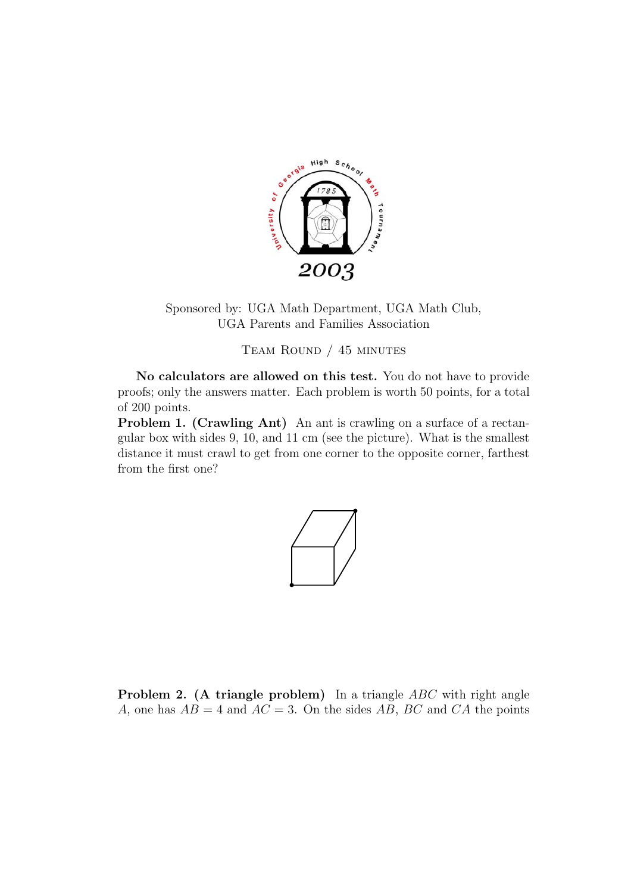Sponsored by: UGA Math Department, UGA Math Club,
UGA Parents and Families Association

Team Round / 45 minutes

**No calculators are allowed on this test.** You do not have to provide proofs; only the answers matter. Each problem is worth 50 points, for a total of 200 points.

**Problem 1. (Crawling Ant)** An ant is crawling on a surface of a rectangular box with sides 9, 10, and 11 cm (see the picture). What is the smallest distance it must crawl to get from one corner to the opposite corner, farthest from the first one?

**Problem 2. (A triangle problem)** In a triangle $ABC$ with right angle $A$, one has $AB = 4$ and $AC = 3$. On the sides $AB$, $BC$ and $CA$ the points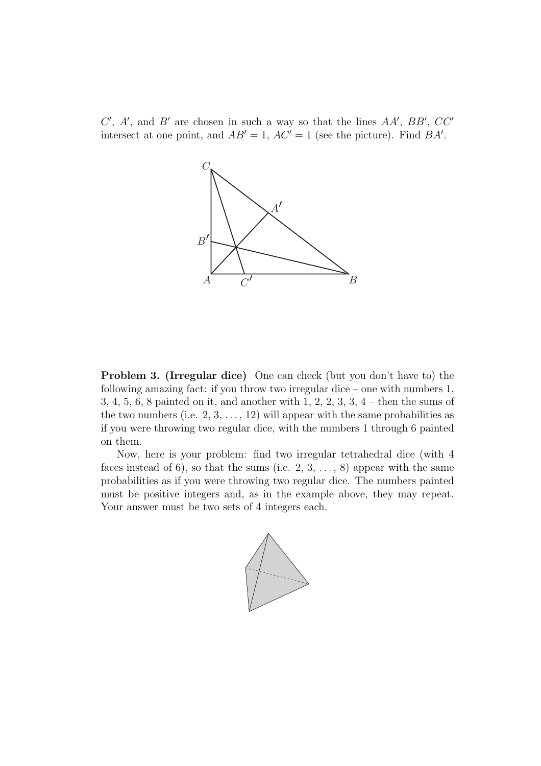$C'$, $A'$, and $B'$ are chosen in such a way so that the lines $AA'$, $BB'$, $CC'$ intersect at one point, and $AB' = 1$, $AC' = 1$ (see the picture). Find $BA'$.

**Problem 3. (Irregular dice)** One can check (but you don't have to) the following amazing fact: if you throw two irregular dice – one with numbers 1, 3, 4, 5, 6, 8 painted on it, and another with 1, 2, 2, 3, 3, 4 – then the sums of the two numbers (i.e. 2, 3, ..., 12) will appear with the same probabilities as if you were throwing two regular dice, with the numbers 1 through 6 painted on them.

Now, here is your problem: find two irregular tetrahedral dice (with 4 faces instead of 6), so that the sums (i.e. 2, 3, ..., 8) appear with the same probabilities as if you were throwing two regular dice. The numbers painted must be positive integers and, as in the example above, they may repeat. Your answer must be two sets of 4 integers each.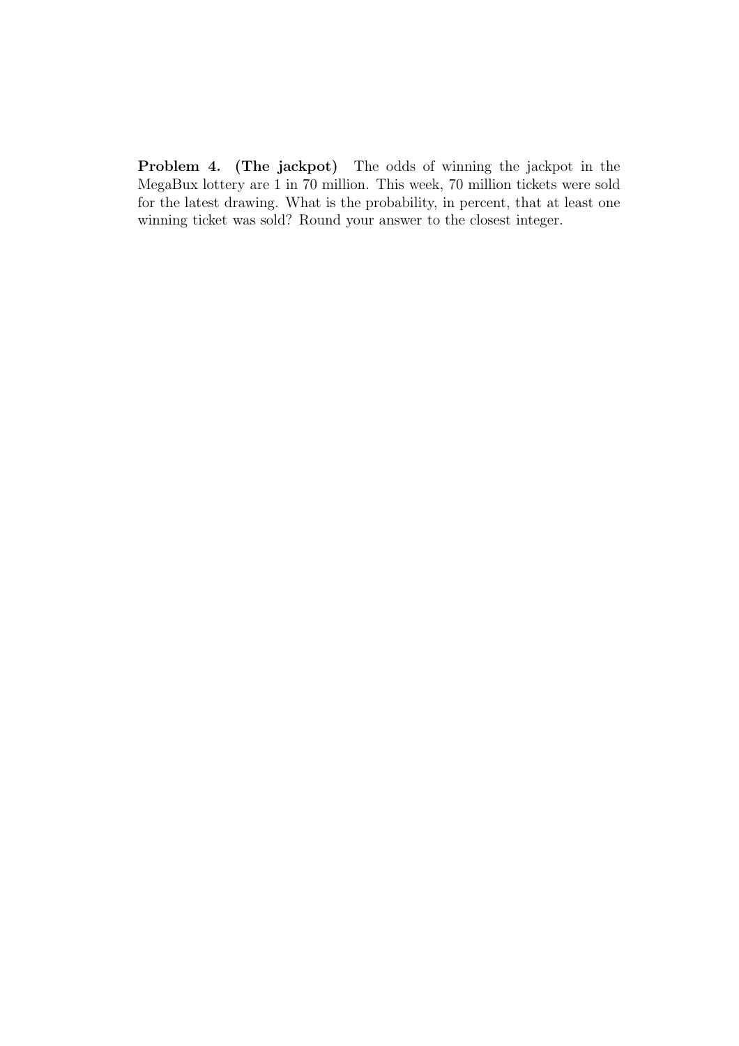**Problem 4. (The jackpot)** The odds of winning the jackpot in the MegaBux lottery are 1 in 70 million. This week, 70 million tickets were sold for the latest drawing. What is the probability, in percent, that at least one winning ticket was sold? Round your answer to the closest integer.